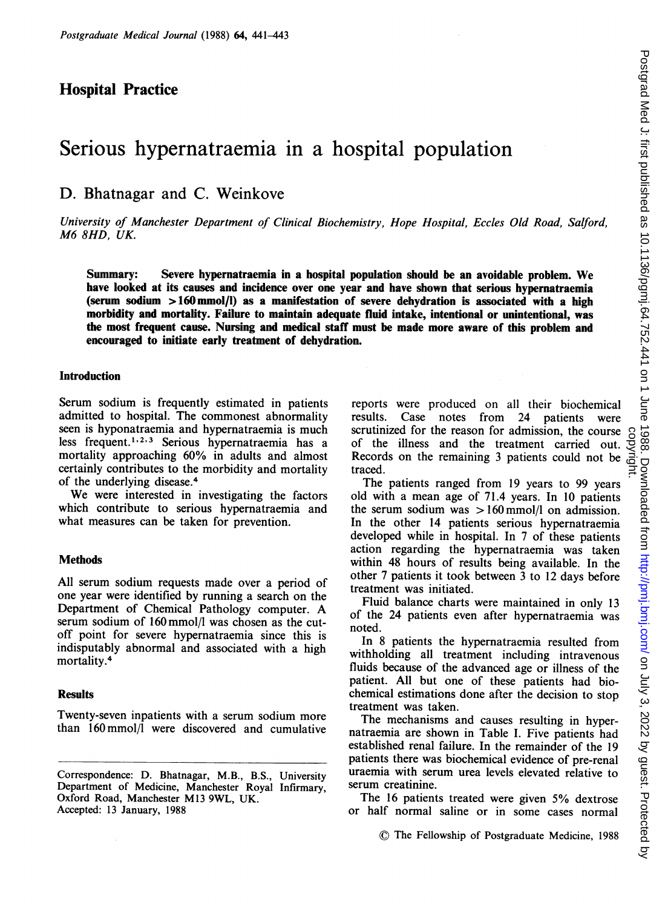## Hospital Practice

# Serious hypernatraemia in a hospital population

D. Bhatnagar and C. Weinkove

*University of Manchester Department of Clinical Biochemistry, Hope Hospital, Eccles Old Road, Salford, M6 8HD, UK.*

**Summary: Severe hypernatraemia in a hospital population should be an avoidable problem. We have looked at its causes and incidence over one year and have shown that serious hypernatraemia (serum sodium >160 mmol/l) as a manifestation of severe dehydration is associated with a high morbidity and mortality. Failure to maintain adequate fluid intake, intentional or unintentional, was the most frequent cause. Nursing and medical staff must be made more aware of this problem and encouraged to initiate early treatment of dehydration.**

### Introduction

Serum sodium is frequently estimated in patients admitted to hospital. The commonest abnormality seen is hyponatraemia and hypernatraemia is much less frequent.[1,2,3] Serious hypernatraemia has a mortality approaching 60% in adults and almost certainly contributes to the morbidity and mortality of the underlying disease.[4]

We were interested in investigating the factors which contribute to serious hypernatraemia and what measures can be taken for prevention.

### Methods

All serum sodium requests made over a period of one year were identified by running a search on the Department of Chemical Pathology computer. A serum sodium of 160 mmol/l was chosen as the cut-off point for severe hypernatraemia since this is indisputably abnormal and associated with a high mortality.[4]

### Results

Twenty-seven inpatients with a serum sodium more than 160 mmol/l were discovered and cumulative reports were produced on all their biochemical results. Case notes from 24 patients were scrutinized for the reason for admission, the course of the illness and the treatment carried out. Records on the remaining 3 patients could not be traced.

The patients ranged from 19 years to 99 years old with a mean age of 71.4 years. In 10 patients the serum sodium was >160 mmol/l on admission. In the other 14 patients serious hypernatraemia developed while in hospital. In 7 of these patients action regarding the hypernatraemia was taken within 48 hours of results being available. In the other 7 patients it took between 3 to 12 days before treatment was initiated.

Fluid balance charts were maintained in only 13 of the 24 patients even after hypernatraemia was noted.

In 8 patients the hypernatraemia resulted from withholding all treatment including intravenous fluids because of the advanced age or illness of the patient. All but one of these patients had biochemical estimations done after the decision to stop treatment was taken.

The mechanisms and causes resulting in hypernatraemia are shown in Table I. Five patients had established renal failure. In the remainder of the 19 patients there was biochemical evidence of pre-renal uraemia with serum urea levels elevated relative to serum creatinine.

The 16 patients treated were given 5% dextrose or half normal saline or in some cases normal

---

Correspondence: D. Bhatnagar, M.B., B.S., University Department of Medicine, Manchester Royal Infirmary, Oxford Road, Manchester M13 9WL, UK.
Accepted: 13 January, 1988

© The Fellowship of Postgraduate Medicine, 1988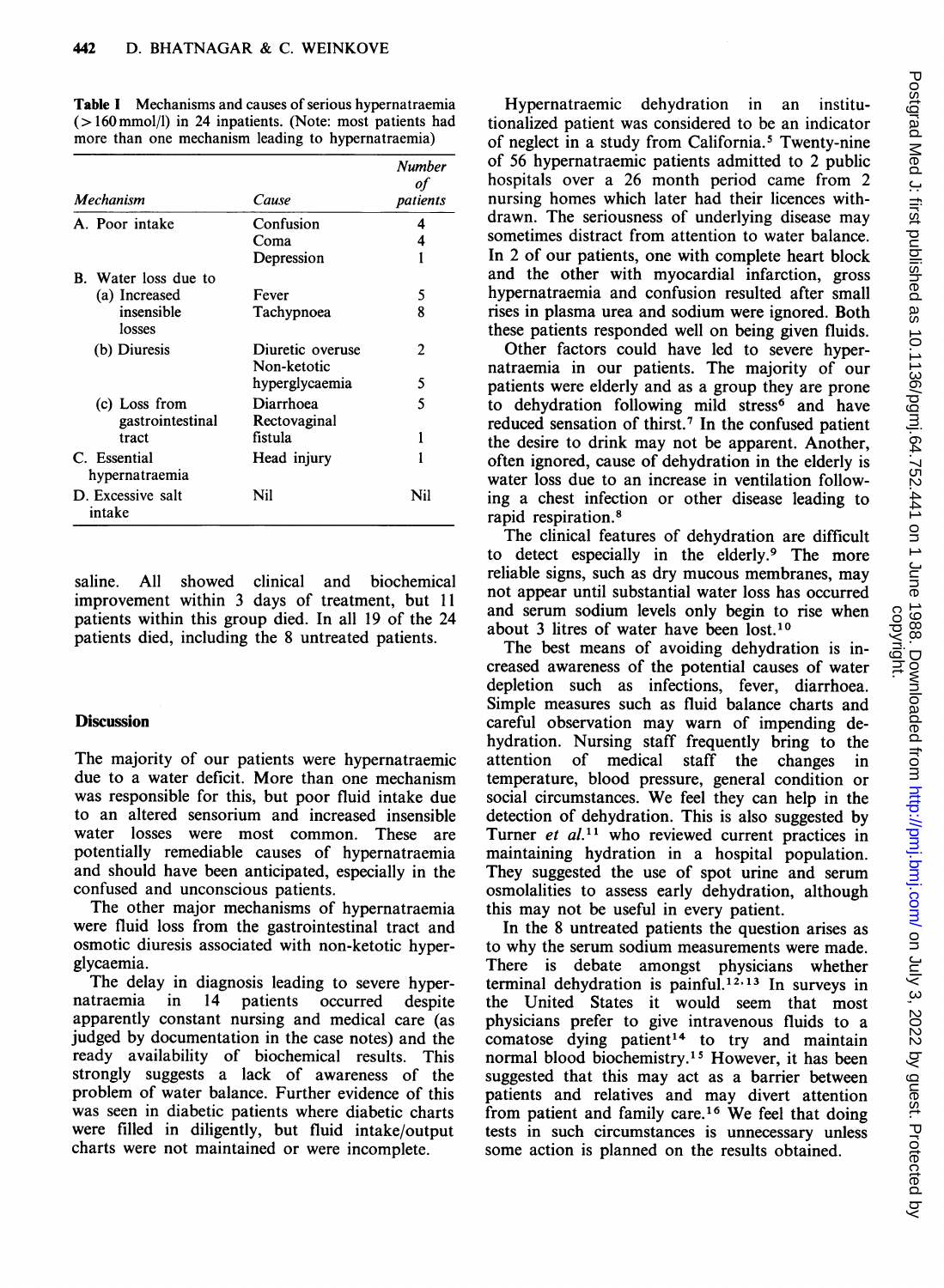**Table I** Mechanisms and causes of serious hypernatraemia (>160 mmol/l) in 24 inpatients. (Note: most patients had more than one mechanism leading to hypernatraemia)

| Mechanism | Cause | Number of patients |
|---|---|---|
| A. Poor intake | Confusion | 4 |
| | Coma | 4 |
| | Depression | 1 |
| B. Water loss due to | | |
| (a) Increased insensible losses | Fever | 5 |
| | Tachypnoea | 8 |
| (b) Diuresis | Diuretic overuse | 2 |
| | Non-ketotic hyperglycaemia | 5 |
| (c) Loss from gastrointestinal tract | Diarrhoea | 5 |
| | Rectovaginal fistula | 1 |
| C. Essential hypernatraemia | Head injury | 1 |
| D. Excessive salt intake | Nil | Nil |

saline. All showed clinical and biochemical improvement within 3 days of treatment, but 11 patients within this group died. In all 19 of the 24 patients died, including the 8 untreated patients.

## Discussion

The majority of our patients were hypernatraemic due to a water deficit. More than one mechanism was responsible for this, but poor fluid intake due to an altered sensorium and increased insensible water losses were most common. These are potentially remediable causes of hypernatraemia and should have been anticipated, especially in the confused and unconscious patients.

The other major mechanisms of hypernatraemia were fluid loss from the gastrointestinal tract and osmotic diuresis associated with non-ketotic hyperglycaemia.

The delay in diagnosis leading to severe hypernatraemia in 14 patients occurred despite apparently constant nursing and medical care (as judged by documentation in the case notes) and the ready availability of biochemical results. This strongly suggests a lack of awareness of the problem of water balance. Further evidence of this was seen in diabetic patients where diabetic charts were filled in diligently, but fluid intake/output charts were not maintained or were incomplete.

Hypernatraemic dehydration in an institutionalized patient was considered to be an indicator of neglect in a study from California.[5] Twenty-nine of 56 hypernatraemic patients admitted to 2 public hospitals over a 26 month period came from 2 nursing homes which later had their licences withdrawn. The seriousness of underlying disease may sometimes distract from attention to water balance. In 2 of our patients, one with complete heart block and the other with myocardial infarction, gross hypernatraemia and confusion resulted after small rises in plasma urea and sodium were ignored. Both these patients responded well on being given fluids.

Other factors could have led to severe hypernatraemia in our patients. The majority of our patients were elderly and as a group they are prone to dehydration following mild stress[6] and have reduced sensation of thirst.[7] In the confused patient the desire to drink may not be apparent. Another, often ignored, cause of dehydration in the elderly is water loss due to an increase in ventilation following a chest infection or other disease leading to rapid respiration.[8]

The clinical features of dehydration are difficult to detect especially in the elderly.[9] The more reliable signs, such as dry mucous membranes, may not appear until substantial water loss has occurred and serum sodium levels only begin to rise when about 3 litres of water have been lost.[10]

The best means of avoiding dehydration is increased awareness of the potential causes of water depletion such as infections, fever, diarrhoea. Simple measures such as fluid balance charts and careful observation may warn of impending dehydration. Nursing staff frequently bring to the attention of medical staff the changes in temperature, blood pressure, general condition or social circumstances. We feel they can help in the detection of dehydration. This is also suggested by Turner *et al.*[11] who reviewed current practices in maintaining hydration in a hospital population. They suggested the use of spot urine and serum osmolalities to assess early dehydration, although this may not be useful in every patient.

In the 8 untreated patients the question arises as to why the serum sodium measurements were made. There is debate amongst physicians whether terminal dehydration is painful.[12,13] In surveys in the United States it would seem that most physicians prefer to give intravenous fluids to a comatose dying patient[14] to try and maintain normal blood biochemistry.[15] However, it has been suggested that this may act as a barrier between patients and relatives and may divert attention from patient and family care.[16] We feel that doing tests in such circumstances is unnecessary unless some action is planned on the results obtained.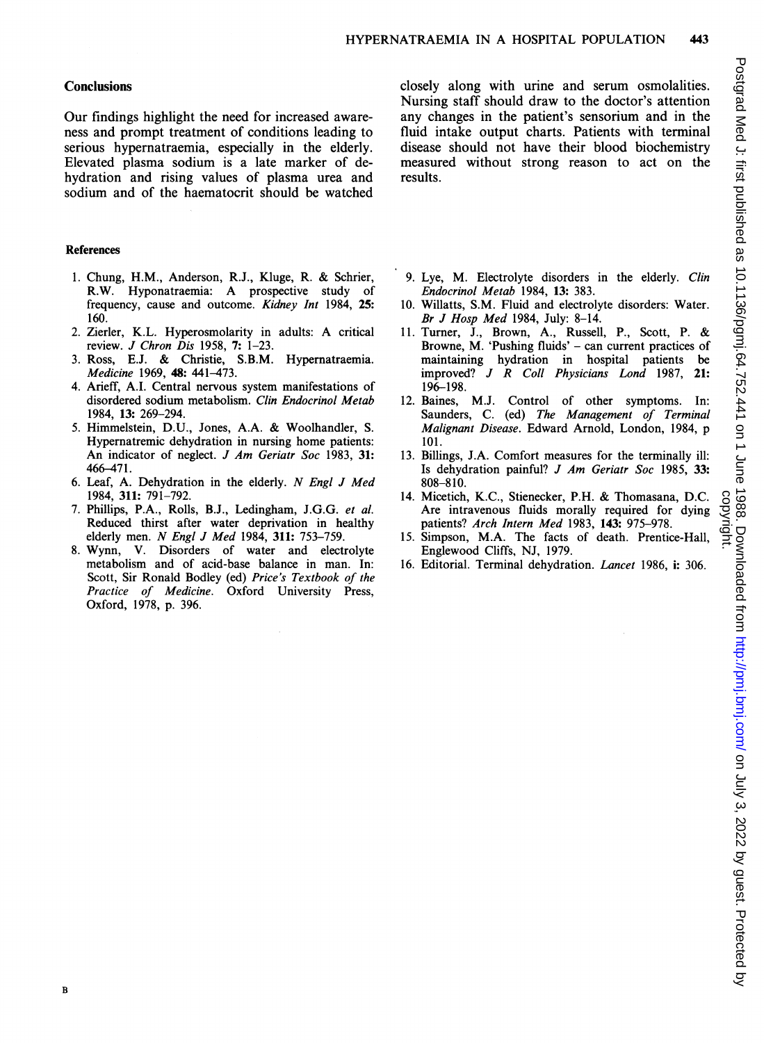## Conclusions

Our findings highlight the need for increased awareness and prompt treatment of conditions leading to serious hypernatraemia, especially in the elderly. Elevated plasma sodium is a late marker of dehydration and rising values of plasma urea and sodium and of the haematocrit should be watched closely along with urine and serum osmolalities. Nursing staff should draw to the doctor's attention any changes in the patient's sensorium and in the fluid intake output charts. Patients with terminal disease should not have their blood biochemistry measured without strong reason to act on the results.

## References

1. Chung, H.M., Anderson, R.J., Kluge, R. & Schrier, R.W. Hyponatraemia: A prospective study of frequency, cause and outcome. *Kidney Int* 1984, **25:** 160.
2. Zierler, K.L. Hyperosmolarity in adults: A critical review. *J Chron Dis* 1958, **7:** 1–23.
3. Ross, E.J. & Christie, S.B.M. Hypernatraemia. *Medicine* 1969, **48:** 441–473.
4. Arieff, A.I. Central nervous system manifestations of disordered sodium metabolism. *Clin Endocrinol Metab* 1984, **13:** 269–294.
5. Himmelstein, D.U., Jones, A.A. & Woolhandler, S. Hypernatremic dehydration in nursing home patients: An indicator of neglect. *J Am Geriatr Soc* 1983, **31:** 466–471.
6. Leaf, A. Dehydration in the elderly. *N Engl J Med* 1984, **311:** 791–792.
7. Phillips, P.A., Rolls, B.J., Ledingham, J.G.G. *et al.* Reduced thirst after water deprivation in healthy elderly men. *N Engl J Med* 1984, **311:** 753–759.
8. Wynn, V. Disorders of water and electrolyte metabolism and of acid-base balance in man. In: Scott, Sir Ronald Bodley (ed) *Price's Textbook of the Practice of Medicine*. Oxford University Press, Oxford, 1978, p. 396.
9. Lye, M. Electrolyte disorders in the elderly. *Clin Endocrinol Metab* 1984, **13:** 383.
10. Willatts, S.M. Fluid and electrolyte disorders: Water. *Br J Hosp Med* 1984, July: 8–14.
11. Turner, J., Brown, A., Russell, P., Scott, P. & Browne, M. 'Pushing fluids' – can current practices of maintaining hydration in hospital patients be improved? *J R Coll Physicians Lond* 1987, **21:** 196–198.
12. Baines, M.J. Control of other symptoms. In: Saunders, C. (ed) *The Management of Terminal Malignant Disease*. Edward Arnold, London, 1984, p 101.
13. Billings, J.A. Comfort measures for the terminally ill: Is dehydration painful? *J Am Geriatr Soc* 1985, **33:** 808–810.
14. Micetich, K.C., Stienecker, P.H. & Thomasana, D.C. Are intravenous fluids morally required for dying patients? *Arch Intern Med* 1983, **143:** 975–978.
15. Simpson, M.A. The facts of death. Prentice-Hall, Englewood Cliffs, NJ, 1979.
16. Editorial. Terminal dehydration. *Lancet* 1986, **i:** 306.